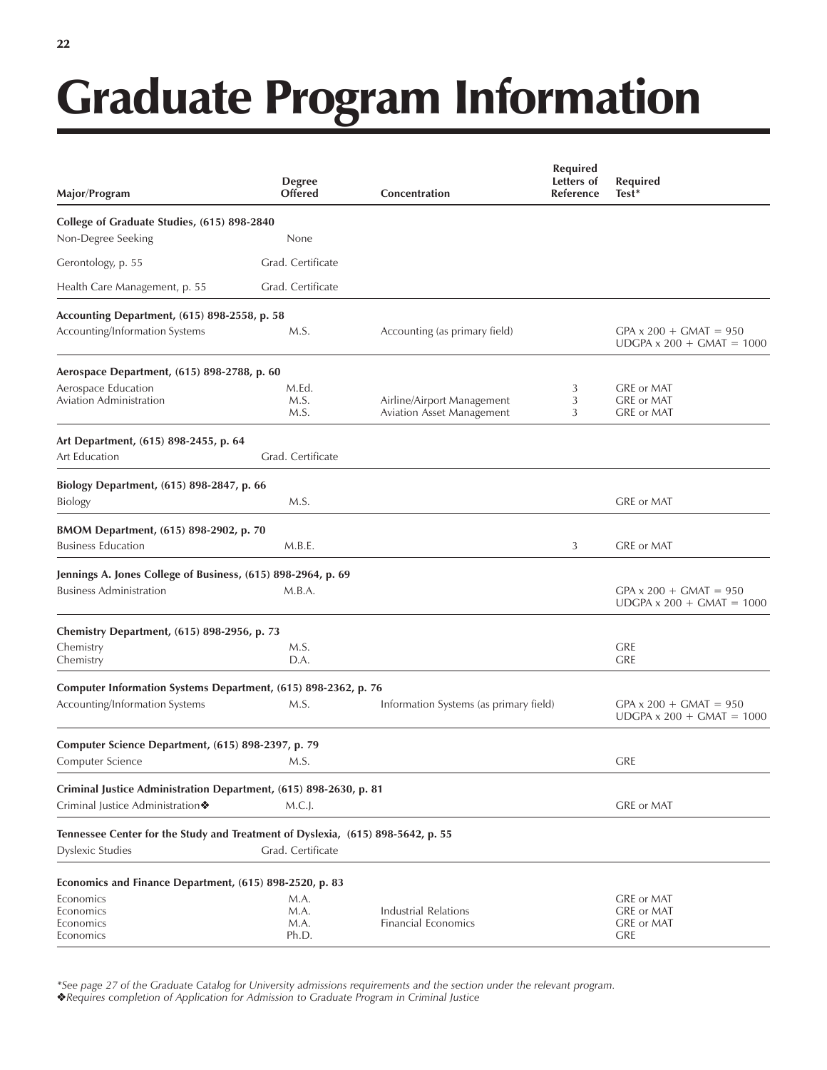# Graduate Program Information

| Major/Program | Degree Offered | Concentration | Required Letters of Reference | Required Test* |
|---|---|---|---|---|
| **College of Graduate Studies, (615) 898-2840** | | | | |
| Non-Degree Seeking | None | | | |
| Gerontology, p. 55 | Grad. Certificate | | | |
| Health Care Management, p. 55 | Grad. Certificate | | | |
| **Accounting Department, (615) 898-2558, p. 58** | | | | |
| Accounting/Information Systems | M.S. | Accounting (as primary field) | | GPA x 200 + GMAT = 950<br>UDGPA x 200 + GMAT = 1000 |
| **Aerospace Department, (615) 898-2788, p. 60** | | | | |
| Aerospace Education | M.Ed. | | 3 | GRE or MAT |
| Aviation Administration | M.S. | Airline/Airport Management | 3 | GRE or MAT |
| | M.S. | Aviation Asset Management | 3 | GRE or MAT |
| **Art Department, (615) 898-2455, p. 64** | | | | |
| Art Education | Grad. Certificate | | | |
| **Biology Department, (615) 898-2847, p. 66** | | | | |
| Biology | M.S. | | | GRE or MAT |
| **BMOM Department, (615) 898-2902, p. 70** | | | | |
| Business Education | M.B.E. | | 3 | GRE or MAT |
| **Jennings A. Jones College of Business, (615) 898-2964, p. 69** | | | | |
| Business Administration | M.B.A. | | | GPA x 200 + GMAT = 950<br>UDGPA x 200 + GMAT = 1000 |
| **Chemistry Department, (615) 898-2956, p. 73** | | | | |
| Chemistry | M.S. | | | GRE |
| Chemistry | D.A. | | | GRE |
| **Computer Information Systems Department, (615) 898-2362, p. 76** | | | | |
| Accounting/Information Systems | M.S. | Information Systems (as primary field) | | GPA x 200 + GMAT = 950<br>UDGPA x 200 + GMAT = 1000 |
| **Computer Science Department, (615) 898-2397, p. 79** | | | | |
| Computer Science | M.S. | | | GRE |
| **Criminal Justice Administration Department, (615) 898-2630, p. 81** | | | | |
| Criminal Justice Administration❖ | M.C.J. | | | GRE or MAT |
| **Tennessee Center for the Study and Treatment of Dyslexia, (615) 898-5642, p. 55** | | | | |
| Dyslexic Studies | Grad. Certificate | | | |
| **Economics and Finance Department, (615) 898-2520, p. 83** | | | | |
| Economics | M.A. | | | GRE or MAT |
| Economics | M.A. | Industrial Relations | | GRE or MAT |
| Economics | M.A. | Financial Economics | | GRE or MAT |
| Economics | Ph.D. | | | GRE |

*\*See page 27 of the Graduate Catalog for University admissions requirements and the section under the relevant program.*
*❖Requires completion of Application for Admission to Graduate Program in Criminal Justice*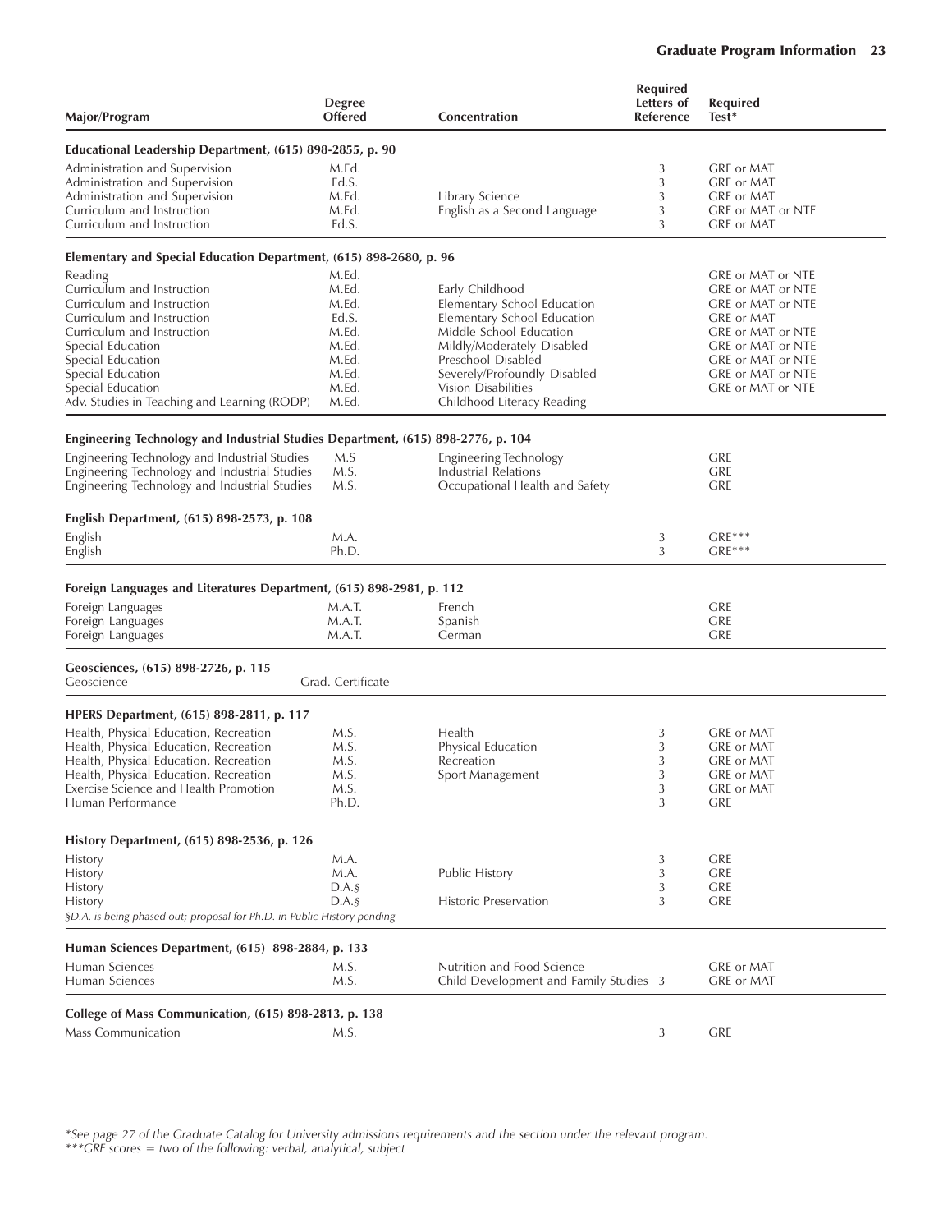| Major/Program | Degree Offered | Concentration | Required Letters of Reference | Required Test* |
|---|---|---|---|---|
| **Educational Leadership Department, (615) 898-2855, p. 90** | | | | |
| Administration and Supervision | M.Ed. | | 3 | GRE or MAT |
| Administration and Supervision | Ed.S. | | 3 | GRE or MAT |
| Administration and Supervision | M.Ed. | Library Science | 3 | GRE or MAT |
| Curriculum and Instruction | M.Ed. | English as a Second Language | 3 | GRE or MAT or NTE |
| Curriculum and Instruction | Ed.S. | | 3 | GRE or MAT |
| **Elementary and Special Education Department, (615) 898-2680, p. 96** | | | | |
| Reading | M.Ed. | | | GRE or MAT or NTE |
| Curriculum and Instruction | M.Ed. | Early Childhood | | GRE or MAT or NTE |
| Curriculum and Instruction | M.Ed. | Elementary School Education | | GRE or MAT or NTE |
| Curriculum and Instruction | Ed.S. | Elementary School Education | | GRE or MAT |
| Curriculum and Instruction | M.Ed. | Middle School Education | | GRE or MAT or NTE |
| Special Education | M.Ed. | Mildly/Moderately Disabled | | GRE or MAT or NTE |
| Special Education | M.Ed. | Preschool Disabled | | GRE or MAT or NTE |
| Special Education | M.Ed. | Severely/Profoundly Disabled | | GRE or MAT or NTE |
| Special Education | M.Ed. | Vision Disabilities | | GRE or MAT or NTE |
| Adv. Studies in Teaching and Learning (RODP) | M.Ed. | Childhood Literacy Reading | | |
| **Engineering Technology and Industrial Studies Department, (615) 898-2776, p. 104** | | | | |
| Engineering Technology and Industrial Studies | M.S | Engineering Technology | | GRE |
| Engineering Technology and Industrial Studies | M.S. | Industrial Relations | | GRE |
| Engineering Technology and Industrial Studies | M.S. | Occupational Health and Safety | | GRE |
| **English Department, (615) 898-2573, p. 108** | | | | |
| English | M.A. | | 3 | GRE*** |
| English | Ph.D. | | 3 | GRE*** |
| **Foreign Languages and Literatures Department, (615) 898-2981, p. 112** | | | | |
| Foreign Languages | M.A.T. | French | | GRE |
| Foreign Languages | M.A.T. | Spanish | | GRE |
| Foreign Languages | M.A.T. | German | | GRE |
| **Geosciences, (615) 898-2726, p. 115** | | | | |
| Geoscience | Grad. Certificate | | | |
| **HPERS Department, (615) 898-2811, p. 117** | | | | |
| Health, Physical Education, Recreation | M.S. | Health | 3 | GRE or MAT |
| Health, Physical Education, Recreation | M.S. | Physical Education | 3 | GRE or MAT |
| Health, Physical Education, Recreation | M.S. | Recreation | 3 | GRE or MAT |
| Health, Physical Education, Recreation | M.S. | Sport Management | 3 | GRE or MAT |
| Exercise Science and Health Promotion | M.S. | | 3 | GRE or MAT |
| Human Performance | Ph.D. | | 3 | GRE |
| **History Department, (615) 898-2536, p. 126** | | | | |
| History | M.A. | | 3 | GRE |
| History | M.A. | Public History | 3 | GRE |
| History | D.A.§ | | 3 | GRE |
| History | D.A.§ | Historic Preservation | 3 | GRE |
| *§D.A. is being phased out; proposal for Ph.D. in Public History pending* | | | | |
| **Human Sciences Department, (615) 898-2884, p. 133** | | | | |
| Human Sciences | M.S. | Nutrition and Food Science | | GRE or MAT |
| Human Sciences | M.S. | Child Development and Family Studies | 3 | GRE or MAT |
| **College of Mass Communication, (615) 898-2813, p. 138** | | | | |
| Mass Communication | M.S. | | 3 | GRE |

*\*See page 27 of the Graduate Catalog for University admissions requirements and the section under the relevant program.*

*\*\*\*GRE scores = two of the following: verbal, analytical, subject*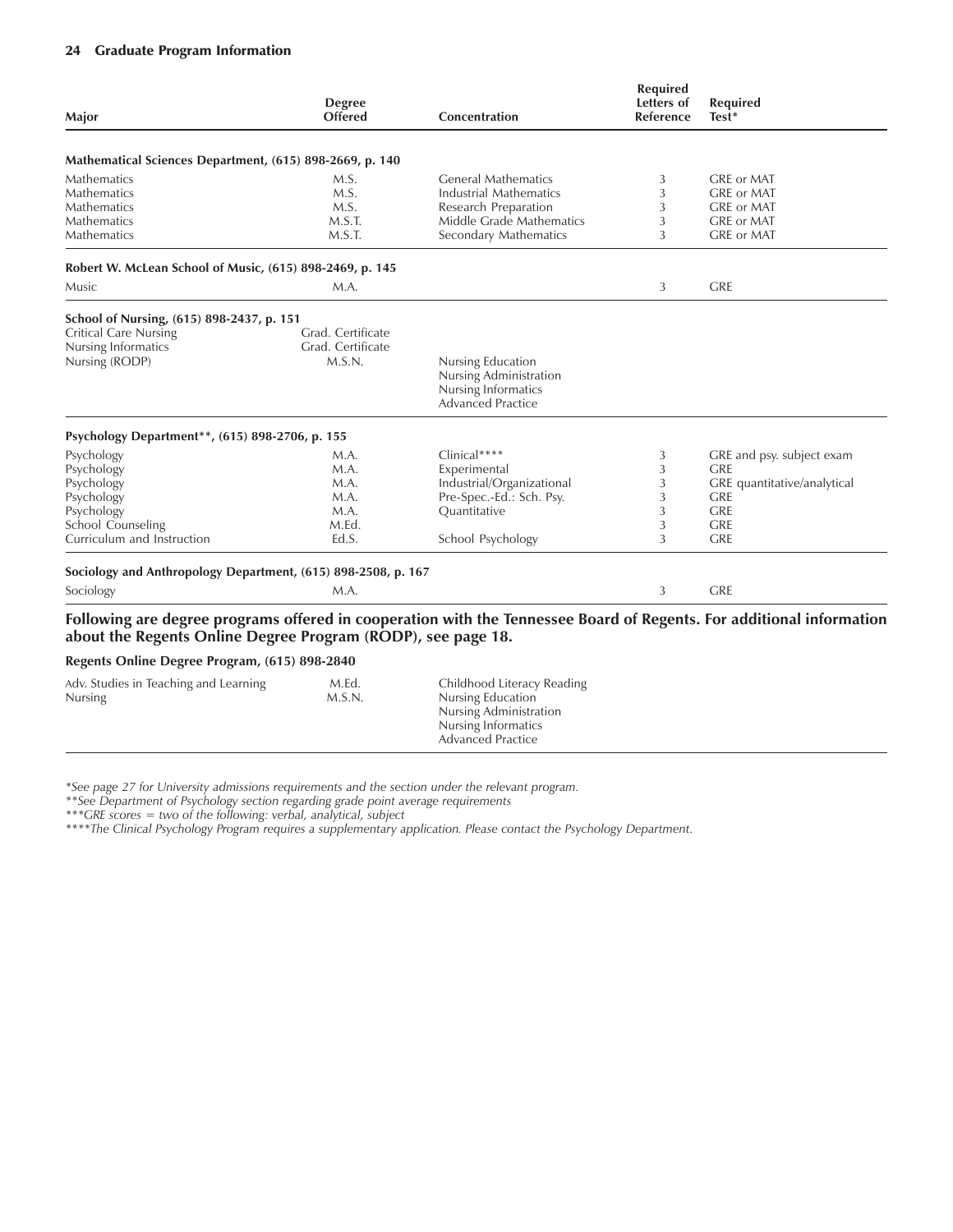| Major | Degree Offered | Concentration | Required Letters of Reference | Required Test* |
|---|---|---|---|---|
| **Mathematical Sciences Department, (615) 898-2669, p. 140** | | | | |
| Mathematics | M.S. | General Mathematics | 3 | GRE or MAT |
| Mathematics | M.S. | Industrial Mathematics | 3 | GRE or MAT |
| Mathematics | M.S. | Research Preparation | 3 | GRE or MAT |
| Mathematics | M.S.T. | Middle Grade Mathematics | 3 | GRE or MAT |
| Mathematics | M.S.T. | Secondary Mathematics | 3 | GRE or MAT |
| **Robert W. McLean School of Music, (615) 898-2469, p. 145** | | | | |
| Music | M.A. | | 3 | GRE |
| **School of Nursing, (615) 898-2437, p. 151** | | | | |
| Critical Care Nursing | Grad. Certificate | | | |
| Nursing Informatics | Grad. Certificate | | | |
| Nursing (RODP) | M.S.N. | Nursing Education<br>Nursing Administration<br>Nursing Informatics<br>Advanced Practice | | |
| **Psychology Department**, (615) 898-2706, p. 155** | | | | |
| Psychology | M.A. | Clinical**** | 3 | GRE and psy. subject exam |
| Psychology | M.A. | Experimental | 3 | GRE |
| Psychology | M.A. | Industrial/Organizational | 3 | GRE quantitative/analytical |
| Psychology | M.A. | Pre-Spec.-Ed.: Sch. Psy. | 3 | GRE |
| Psychology | M.A. | Quantitative | 3 | GRE |
| School Counseling | M.Ed. | | 3 | GRE |
| Curriculum and Instruction | Ed.S. | School Psychology | 3 | GRE |
| **Sociology and Anthropology Department, (615) 898-2508, p. 167** | | | | |
| Sociology | M.A. | | 3 | GRE |

**Following are degree programs offered in cooperation with the Tennessee Board of Regents. For additional information about the Regents Online Degree Program (RODP), see page 18.**

**Regents Online Degree Program, (615) 898-2840**

| | | |
|---|---|---|
| Adv. Studies in Teaching and Learning | M.Ed. | Childhood Literacy Reading |
| Nursing | M.S.N. | Nursing Education<br>Nursing Administration<br>Nursing Informatics<br>Advanced Practice |

*\*See page 27 for University admissions requirements and the section under the relevant program.*

*\*\*See Department of Psychology section regarding grade point average requirements*

*\*\*\*GRE scores = two of the following: verbal, analytical, subject*

*\*\*\*\*The Clinical Psychology Program requires a supplementary application. Please contact the Psychology Department.*